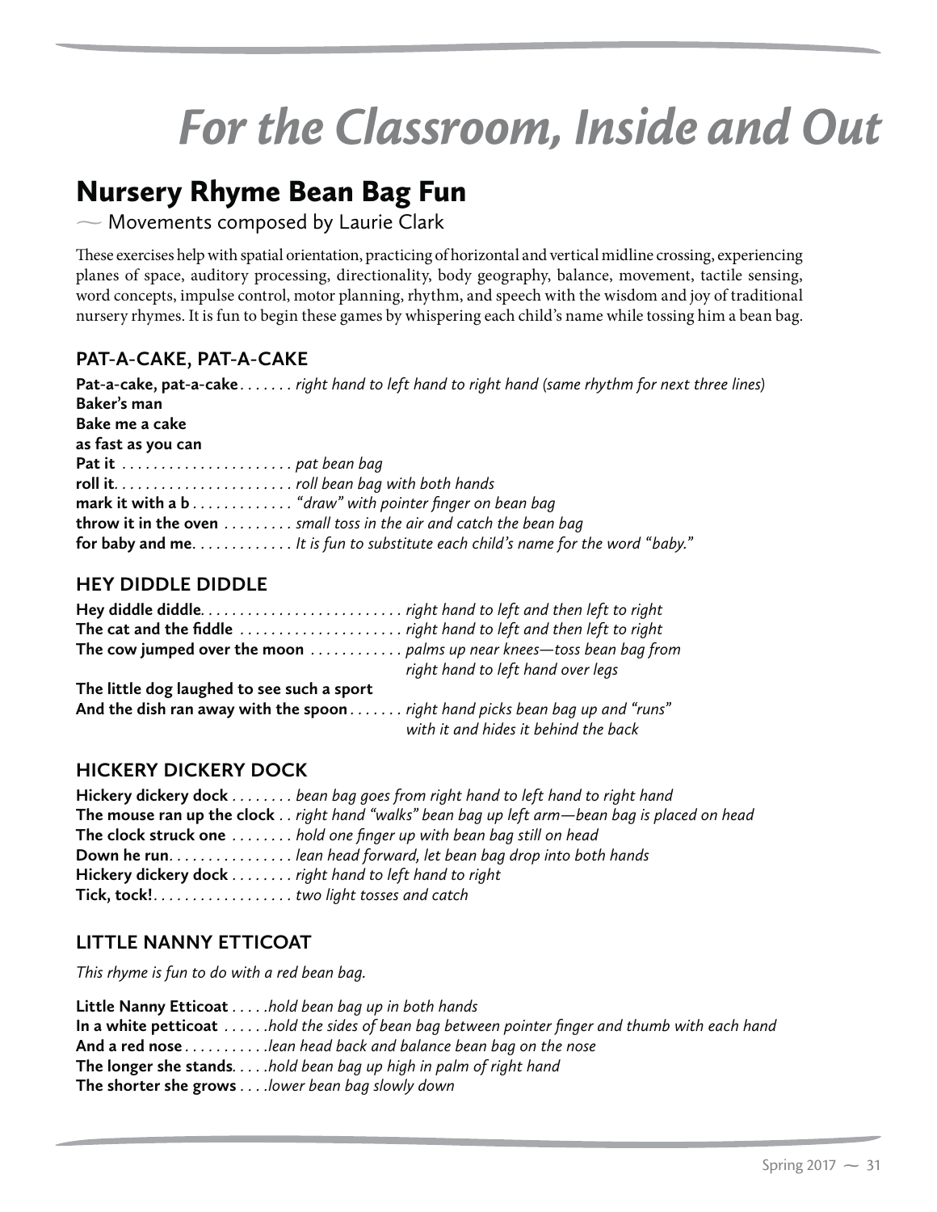# For the Classroom, Inside and Out

## Nursery Rhyme Bean Bag Fun

~ Movements composed by Laurie Clark

These exercises help with spatial orientation, practicing of horizontal and vertical midline crossing, experiencing planes of space, auditory processing, directionality, body geography, balance, movement, tactile sensing, word concepts, impulse control, motor planning, rhythm, and speech with the wisdom and joy of traditional nursery rhymes. It is fun to begin these games by whispering each child's name while tossing him a bean bag.

### PAT-A-CAKE, PAT-A-CAKE

**Pat-a-cake, pat-a-cake** . . . . . . . *right hand to left hand to right hand (same rhythm for next three lines)*
**Baker's man**
**Bake me a cake**
**as fast as you can**
**Pat it** . . . . . . . . . . . . . . . . . . . . . . *pat bean bag*
**roll it**. . . . . . . . . . . . . . . . . . . . . . . *roll bean bag with both hands*
**mark it with a b** . . . . . . . . . . . . *"draw" with pointer finger on bean bag*
**throw it in the oven** . . . . . . . . . *small toss in the air and catch the bean bag*
**for baby and me**. . . . . . . . . . . . *It is fun to substitute each child's name for the word "baby."*

### HEY DIDDLE DIDDLE

**Hey diddle diddle**. . . . . . . . . . . . . . . . . . . . . . . . . . *right hand to left and then left to right*
**The cat and the fiddle** . . . . . . . . . . . . . . . . . . . . . *right hand to left and then left to right*
**The cow jumped over the moon** . . . . . . . . . . . . *palms up near knees—toss bean bag from right hand to left hand over legs*
**The little dog laughed to see such a sport**
**And the dish ran away with the spoon** . . . . . . . *right hand picks bean bag up and "runs" with it and hides it behind the back*

### HICKERY DICKERY DOCK

**Hickery dickery dock** . . . . . . . . *bean bag goes from right hand to left hand to right hand*
**The mouse ran up the clock** . . *right hand "walks" bean bag up left arm—bean bag is placed on head*
**The clock struck one** . . . . . . . . *hold one finger up with bean bag still on head*
**Down he run**. . . . . . . . . . . . . . . . *lean head forward, let bean bag drop into both hands*
**Hickery dickery dock** . . . . . . . . *right hand to left hand to right*
**Tick, tock!**. . . . . . . . . . . . . . . . . . *two light tosses and catch*

### LITTLE NANNY ETTICOAT

*This rhyme is fun to do with a red bean bag.*

**Little Nanny Etticoat** . . . . .*hold bean bag up in both hands*
**In a white petticoat** . . . . . .*hold the sides of bean bag between pointer finger and thumb with each hand*
**And a red nose** . . . . . . . . . . .*lean head back and balance bean bag on the nose*
**The longer she stands**. . . . .*hold bean bag up high in palm of right hand*
**The shorter she grows** . . . .*lower bean bag slowly down*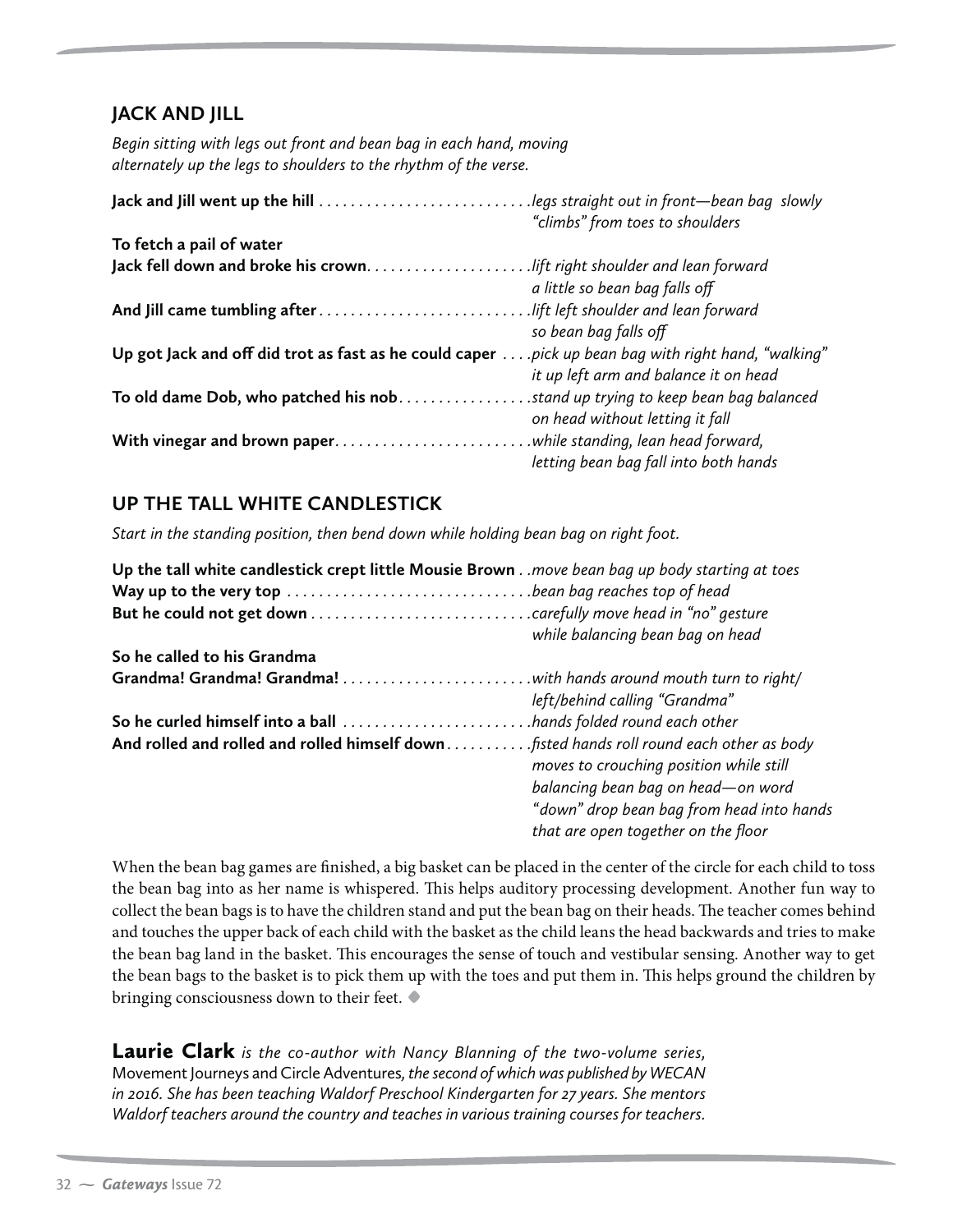## JACK AND JILL

*Begin sitting with legs out front and bean bag in each hand, moving alternately up the legs to shoulders to the rhythm of the verse.*

| | |
|---|---|
| **Jack and Jill went up the hill** | *legs straight out in front—bean bag slowly "climbs" from toes to shoulders* |
| **To fetch a pail of water** | |
| **Jack fell down and broke his crown** | *lift right shoulder and lean forward a little so bean bag falls off* |
| **And Jill came tumbling after** | *lift left shoulder and lean forward so bean bag falls off* |
| **Up got Jack and off did trot as fast as he could caper** | *pick up bean bag with right hand, "walking" it up left arm and balance it on head* |
| **To old dame Dob, who patched his nob** | *stand up trying to keep bean bag balanced on head without letting it fall* |
| **With vinegar and brown paper** | *while standing, lean head forward, letting bean bag fall into both hands* |

## UP THE TALL WHITE CANDLESTICK

*Start in the standing position, then bend down while holding bean bag on right foot.*

| | |
|---|---|
| **Up the tall white candlestick crept little Mousie Brown** | *move bean bag up body starting at toes* |
| **Way up to the very top** | *bean bag reaches top of head* |
| **But he could not get down** | *carefully move head in "no" gesture while balancing bean bag on head* |
| **So he called to his Grandma** | |
| **Grandma! Grandma! Grandma!** | *with hands around mouth turn to right/left/behind calling "Grandma"* |
| **So he curled himself into a ball** | *hands folded round each other* |
| **And rolled and rolled and rolled himself down** | *fisted hands roll round each other as body moves to crouching position while still balancing bean bag on head—on word "down" drop bean bag from head into hands that are open together on the floor* |

When the bean bag games are finished, a big basket can be placed in the center of the circle for each child to toss the bean bag into as her name is whispered. This helps auditory processing development. Another fun way to collect the bean bags is to have the children stand and put the bean bag on their heads. The teacher comes behind and touches the upper back of each child with the basket as the child leans the head backwards and tries to make the bean bag land in the basket. This encourages the sense of touch and vestibular sensing. Another way to get the bean bags to the basket is to pick them up with the toes and put them in. This helps ground the children by bringing consciousness down to their feet. ◆

**Laurie Clark** *is the co-author with Nancy Blanning of the two-volume series,* Movement Journeys and Circle Adventures*, the second of which was published by WECAN in 2016. She has been teaching Waldorf Preschool Kindergarten for 27 years. She mentors Waldorf teachers around the country and teaches in various training courses for teachers.*